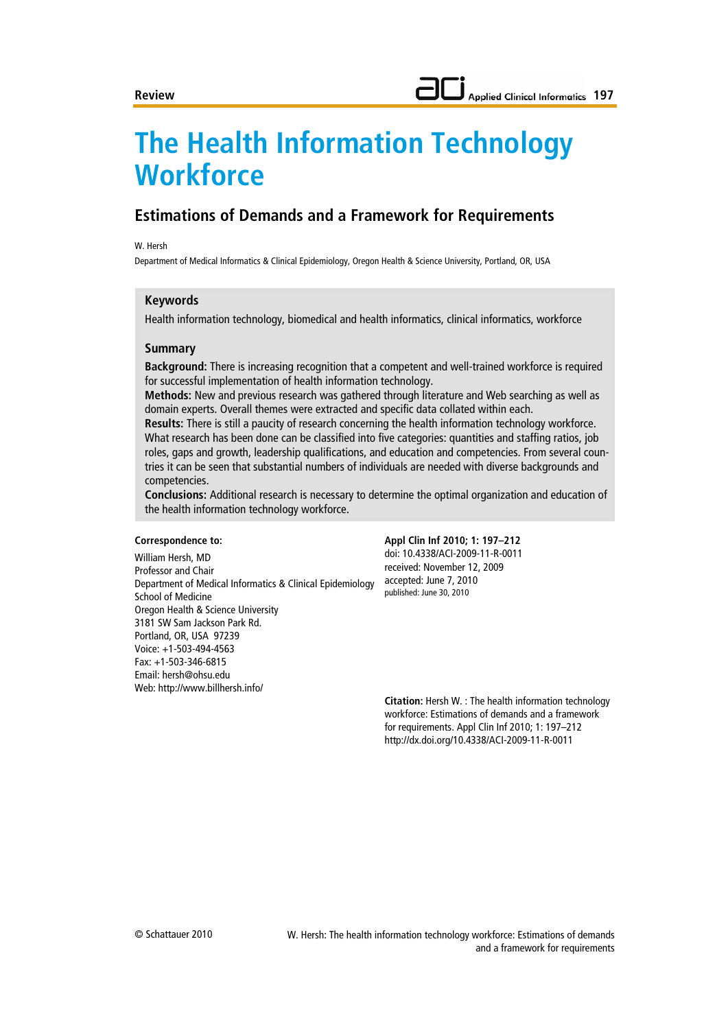Review

# The Health Information Technology Workforce

## Estimations of Demands and a Framework for Requirements

W. Hersh

Department of Medical Informatics & Clinical Epidemiology, Oregon Health & Science University, Portland, OR, USA

### Keywords

Health information technology, biomedical and health informatics, clinical informatics, workforce

### Summary

**Background:** There is increasing recognition that a competent and well-trained workforce is required for successful implementation of health information technology.

**Methods:** New and previous research was gathered through literature and Web searching as well as domain experts. Overall themes were extracted and specific data collated within each.

**Results:** There is still a paucity of research concerning the health information technology workforce. What research has been done can be classified into five categories: quantities and staffing ratios, job roles, gaps and growth, leadership qualifications, and education and competencies. From several countries it can be seen that substantial numbers of individuals are needed with diverse backgrounds and competencies.

**Conclusions:** Additional research is necessary to determine the optimal organization and education of the health information technology workforce.

**Correspondence to:**

William Hersh, MD
Professor and Chair
Department of Medical Informatics & Clinical Epidemiology
School of Medicine
Oregon Health & Science University
3181 SW Sam Jackson Park Rd.
Portland, OR, USA 97239
Voice: +1-503-494-4563
Fax: +1-503-346-6815
Email: hersh@ohsu.edu
Web: http://www.billhersh.info/

**Appl Clin Inf 2010; 1: 197–212**
doi: 10.4338/ACI-2009-11-R-0011
received: November 12, 2009
accepted: June 7, 2010
published: June 30, 2010

**Citation:** Hersh W. : The health information technology workforce: Estimations of demands and a framework for requirements. Appl Clin Inf 2010; 1: 197–212
http://dx.doi.org/10.4338/ACI-2009-11-R-0011

© Schattauer 2010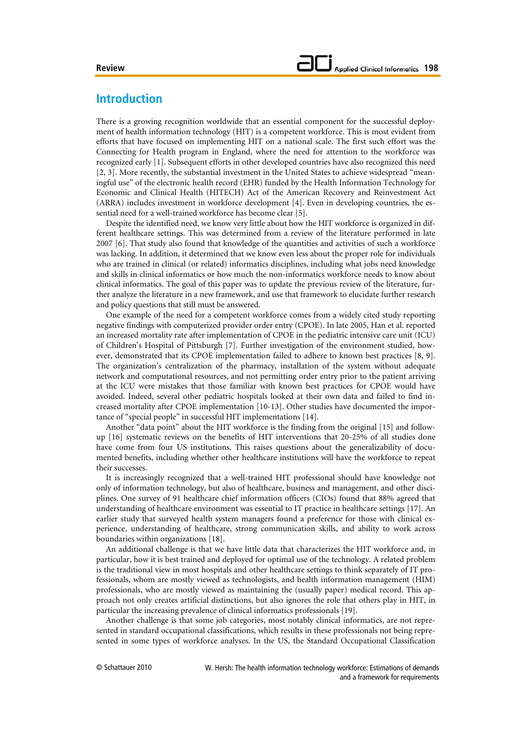## Introduction

There is a growing recognition worldwide that an essential component for the successful deployment of health information technology (HIT) is a competent workforce. This is most evident from efforts that have focused on implementing HIT on a national scale. The first such effort was the Connecting for Health program in England, where the need for attention to the workforce was recognized early [1]. Subsequent efforts in other developed countries have also recognized this need [2, 3]. More recently, the substantial investment in the United States to achieve widespread "meaningful use" of the electronic health record (EHR) funded by the Health Information Technology for Economic and Clinical Health (HITECH) Act of the American Recovery and Reinvestment Act (ARRA) includes investment in workforce development [4]. Even in developing countries, the essential need for a well-trained workforce has become clear [5].

Despite the identified need, we know very little about how the HIT workforce is organized in different healthcare settings. This was determined from a review of the literature performed in late 2007 [6]. That study also found that knowledge of the quantities and activities of such a workforce was lacking. In addition, it determined that we know even less about the proper role for individuals who are trained in clinical (or related) informatics disciplines, including what jobs need knowledge and skills in clinical informatics or how much the non-informatics workforce needs to know about clinical informatics. The goal of this paper was to update the previous review of the literature, further analyze the literature in a new framework, and use that framework to elucidate further research and policy questions that still must be answered.

One example of the need for a competent workforce comes from a widely cited study reporting negative findings with computerized provider order entry (CPOE). In late 2005, Han et al. reported an increased mortality rate after implementation of CPOE in the pediatric intensive care unit (ICU) of Children's Hospital of Pittsburgh [7]. Further investigation of the environment studied, however, demonstrated that its CPOE implementation failed to adhere to known best practices [8, 9]. The organization's centralization of the pharmacy, installation of the system without adequate network and computational resources, and not permitting order entry prior to the patient arriving at the ICU were mistakes that those familiar with known best practices for CPOE would have avoided. Indeed, several other pediatric hospitals looked at their own data and failed to find increased mortality after CPOE implementation [10-13]. Other studies have documented the importance of "special people" in successful HIT implementations [14].

Another "data point" about the HIT workforce is the finding from the original [15] and follow-up [16] systematic reviews on the benefits of HIT interventions that 20-25% of all studies done have come from four US institutions. This raises questions about the generalizability of documented benefits, including whether other healthcare institutions will have the workforce to repeat their successes.

It is increasingly recognized that a well-trained HIT professional should have knowledge not only of information technology, but also of healthcare, business and management, and other disciplines. One survey of 91 healthcare chief information officers (CIOs) found that 88% agreed that understanding of healthcare environment was essential to IT practice in healthcare settings [17]. An earlier study that surveyed health system managers found a preference for those with clinical experience, understanding of healthcare, strong communication skills, and ability to work across boundaries within organizations [18].

An additional challenge is that we have little data that characterizes the HIT workforce and, in particular, how it is best trained and deployed for optimal use of the technology. A related problem is the traditional view in most hospitals and other healthcare settings to think separately of IT professionals, whom are mostly viewed as technologists, and health information management (HIM) professionals, who are mostly viewed as maintaining the (usually paper) medical record. This approach not only creates artificial distinctions, but also ignores the role that others play in HIT, in particular the increasing prevalence of clinical informatics professionals [19].

Another challenge is that some job categories, most notably clinical informatics, are not represented in standard occupational classifications, which results in these professionals not being represented in some types of workforce analyses. In the US, the Standard Occupational Classification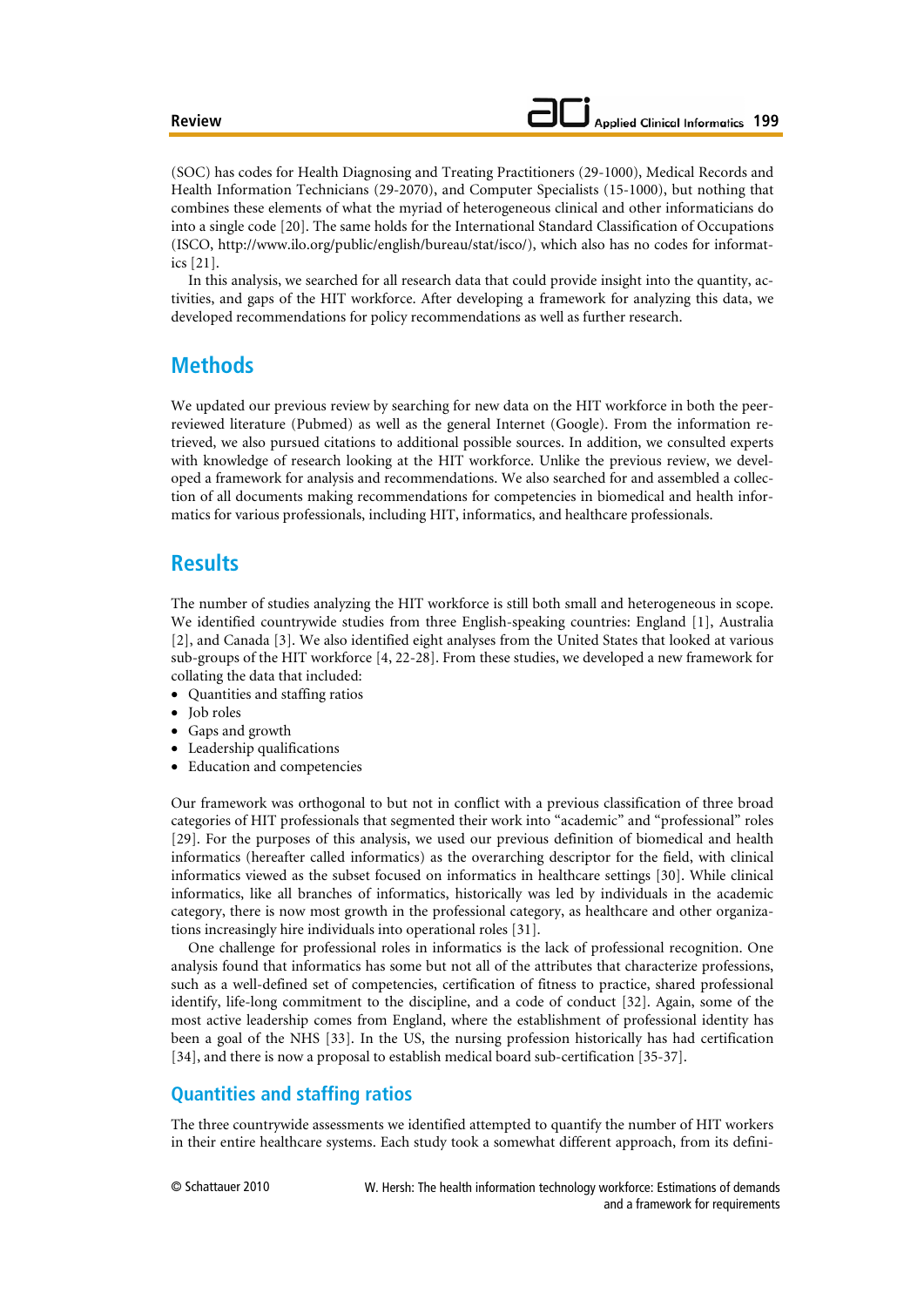(SOC) has codes for Health Diagnosing and Treating Practitioners (29-1000), Medical Records and Health Information Technicians (29-2070), and Computer Specialists (15-1000), but nothing that combines these elements of what the myriad of heterogeneous clinical and other informaticians do into a single code [20]. The same holds for the International Standard Classification of Occupations (ISCO, http://www.ilo.org/public/english/bureau/stat/isco/), which also has no codes for informatics [21].

In this analysis, we searched for all research data that could provide insight into the quantity, activities, and gaps of the HIT workforce. After developing a framework for analyzing this data, we developed recommendations for policy recommendations as well as further research.

## Methods

We updated our previous review by searching for new data on the HIT workforce in both the peer-reviewed literature (Pubmed) as well as the general Internet (Google). From the information retrieved, we also pursued citations to additional possible sources. In addition, we consulted experts with knowledge of research looking at the HIT workforce. Unlike the previous review, we developed a framework for analysis and recommendations. We also searched for and assembled a collection of all documents making recommendations for competencies in biomedical and health informatics for various professionals, including HIT, informatics, and healthcare professionals.

## Results

The number of studies analyzing the HIT workforce is still both small and heterogeneous in scope. We identified countrywide studies from three English-speaking countries: England [1], Australia [2], and Canada [3]. We also identified eight analyses from the United States that looked at various sub-groups of the HIT workforce [4, 22-28]. From these studies, we developed a new framework for collating the data that included:

- Quantities and staffing ratios
- Job roles
- Gaps and growth
- Leadership qualifications
- Education and competencies

Our framework was orthogonal to but not in conflict with a previous classification of three broad categories of HIT professionals that segmented their work into "academic" and "professional" roles [29]. For the purposes of this analysis, we used our previous definition of biomedical and health informatics (hereafter called informatics) as the overarching descriptor for the field, with clinical informatics viewed as the subset focused on informatics in healthcare settings [30]. While clinical informatics, like all branches of informatics, historically was led by individuals in the academic category, there is now most growth in the professional category, as healthcare and other organizations increasingly hire individuals into operational roles [31].

One challenge for professional roles in informatics is the lack of professional recognition. One analysis found that informatics has some but not all of the attributes that characterize professions, such as a well-defined set of competencies, certification of fitness to practice, shared professional identify, life-long commitment to the discipline, and a code of conduct [32]. Again, some of the most active leadership comes from England, where the establishment of professional identity has been a goal of the NHS [33]. In the US, the nursing profession historically has had certification [34], and there is now a proposal to establish medical board sub-certification [35-37].

### Quantities and staffing ratios

The three countrywide assessments we identified attempted to quantify the number of HIT workers in their entire healthcare systems. Each study took a somewhat different approach, from its defini-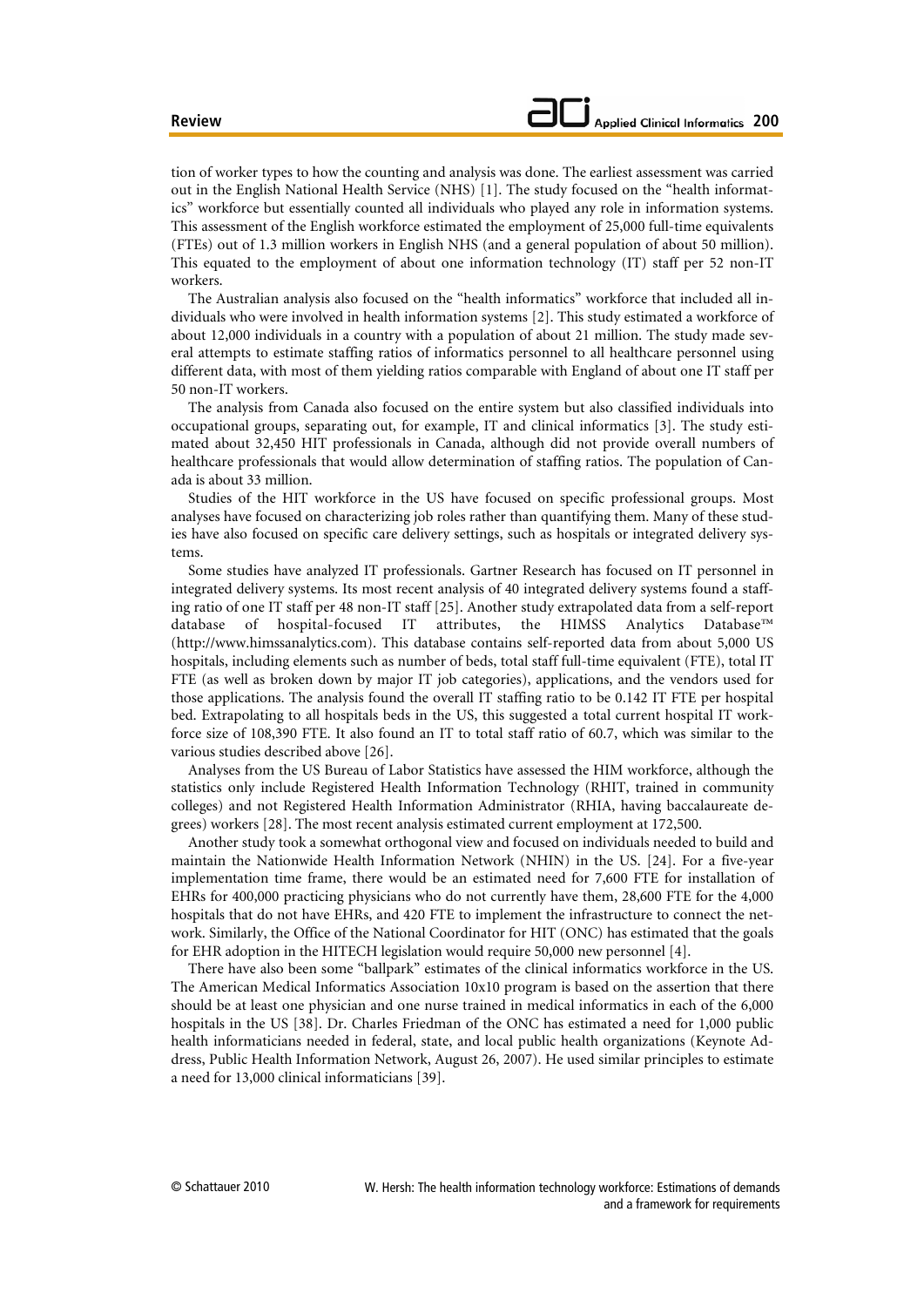tion of worker types to how the counting and analysis was done. The earliest assessment was carried out in the English National Health Service (NHS) [1]. The study focused on the "health informatics" workforce but essentially counted all individuals who played any role in information systems. This assessment of the English workforce estimated the employment of 25,000 full-time equivalents (FTEs) out of 1.3 million workers in English NHS (and a general population of about 50 million). This equated to the employment of about one information technology (IT) staff per 52 non-IT workers.

The Australian analysis also focused on the "health informatics" workforce that included all individuals who were involved in health information systems [2]. This study estimated a workforce of about 12,000 individuals in a country with a population of about 21 million. The study made several attempts to estimate staffing ratios of informatics personnel to all healthcare personnel using different data, with most of them yielding ratios comparable with England of about one IT staff per 50 non-IT workers.

The analysis from Canada also focused on the entire system but also classified individuals into occupational groups, separating out, for example, IT and clinical informatics [3]. The study estimated about 32,450 HIT professionals in Canada, although did not provide overall numbers of healthcare professionals that would allow determination of staffing ratios. The population of Canada is about 33 million.

Studies of the HIT workforce in the US have focused on specific professional groups. Most analyses have focused on characterizing job roles rather than quantifying them. Many of these studies have also focused on specific care delivery settings, such as hospitals or integrated delivery systems.

Some studies have analyzed IT professionals. Gartner Research has focused on IT personnel in integrated delivery systems. Its most recent analysis of 40 integrated delivery systems found a staffing ratio of one IT staff per 48 non-IT staff [25]. Another study extrapolated data from a self-report database of hospital-focused IT attributes, the HIMSS Analytics Database™ (http://www.himssanalytics.com). This database contains self-reported data from about 5,000 US hospitals, including elements such as number of beds, total staff full-time equivalent (FTE), total IT FTE (as well as broken down by major IT job categories), applications, and the vendors used for those applications. The analysis found the overall IT staffing ratio to be 0.142 IT FTE per hospital bed. Extrapolating to all hospitals beds in the US, this suggested a total current hospital IT workforce size of 108,390 FTE. It also found an IT to total staff ratio of 60.7, which was similar to the various studies described above [26].

Analyses from the US Bureau of Labor Statistics have assessed the HIM workforce, although the statistics only include Registered Health Information Technology (RHIT, trained in community colleges) and not Registered Health Information Administrator (RHIA, having baccalaureate degrees) workers [28]. The most recent analysis estimated current employment at 172,500.

Another study took a somewhat orthogonal view and focused on individuals needed to build and maintain the Nationwide Health Information Network (NHIN) in the US. [24]. For a five-year implementation time frame, there would be an estimated need for 7,600 FTE for installation of EHRs for 400,000 practicing physicians who do not currently have them, 28,600 FTE for the 4,000 hospitals that do not have EHRs, and 420 FTE to implement the infrastructure to connect the network. Similarly, the Office of the National Coordinator for HIT (ONC) has estimated that the goals for EHR adoption in the HITECH legislation would require 50,000 new personnel [4].

There have also been some "ballpark" estimates of the clinical informatics workforce in the US. The American Medical Informatics Association 10x10 program is based on the assertion that there should be at least one physician and one nurse trained in medical informatics in each of the 6,000 hospitals in the US [38]. Dr. Charles Friedman of the ONC has estimated a need for 1,000 public health informaticians needed in federal, state, and local public health organizations (Keynote Address, Public Health Information Network, August 26, 2007). He used similar principles to estimate a need for 13,000 clinical informaticians [39].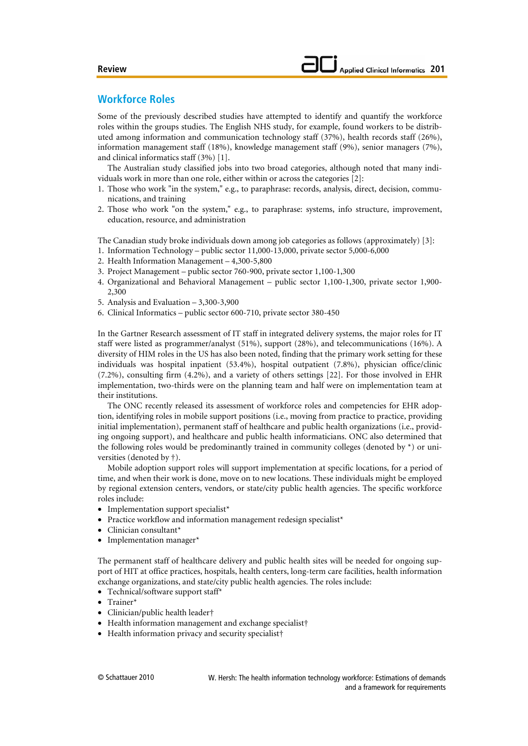## Workforce Roles

Some of the previously described studies have attempted to identify and quantify the workforce roles within the groups studies. The English NHS study, for example, found workers to be distributed among information and communication technology staff (37%), health records staff (26%), information management staff (18%), knowledge management staff (9%), senior managers (7%), and clinical informatics staff (3%) [1].

The Australian study classified jobs into two broad categories, although noted that many individuals work in more than one role, either within or across the categories [2]:

1. Those who work "in the system," e.g., to paraphrase: records, analysis, direct, decision, communications, and training
2. Those who work "on the system," e.g., to paraphrase: systems, info structure, improvement, education, resource, and administration

The Canadian study broke individuals down among job categories as follows (approximately) [3]:

1. Information Technology – public sector 11,000-13,000, private sector 5,000-6,000
2. Health Information Management – 4,300-5,800
3. Project Management – public sector 760-900, private sector 1,100-1,300
4. Organizational and Behavioral Management – public sector 1,100-1,300, private sector 1,900-2,300
5. Analysis and Evaluation – 3,300-3,900
6. Clinical Informatics – public sector 600-710, private sector 380-450

In the Gartner Research assessment of IT staff in integrated delivery systems, the major roles for IT staff were listed as programmer/analyst (51%), support (28%), and telecommunications (16%). A diversity of HIM roles in the US has also been noted, finding that the primary work setting for these individuals was hospital inpatient (53.4%), hospital outpatient (7.8%), physician office/clinic (7.2%), consulting firm (4.2%), and a variety of others settings [22]. For those involved in EHR implementation, two-thirds were on the planning team and half were on implementation team at their institutions.

The ONC recently released its assessment of workforce roles and competencies for EHR adoption, identifying roles in mobile support positions (i.e., moving from practice to practice, providing initial implementation), permanent staff of healthcare and public health organizations (i.e., providing ongoing support), and healthcare and public health informaticians. ONC also determined that the following roles would be predominantly trained in community colleges (denoted by *) or universities (denoted by †).

Mobile adoption support roles will support implementation at specific locations, for a period of time, and when their work is done, move on to new locations. These individuals might be employed by regional extension centers, vendors, or state/city public health agencies. The specific workforce roles include:

- Implementation support specialist*
- Practice workflow and information management redesign specialist*
- Clinician consultant*
- Implementation manager*

The permanent staff of healthcare delivery and public health sites will be needed for ongoing support of HIT at office practices, hospitals, health centers, long-term care facilities, health information exchange organizations, and state/city public health agencies. The roles include:

- Technical/software support staff*
- Trainer*
- Clinician/public health leader†
- Health information management and exchange specialist†
- Health information privacy and security specialist†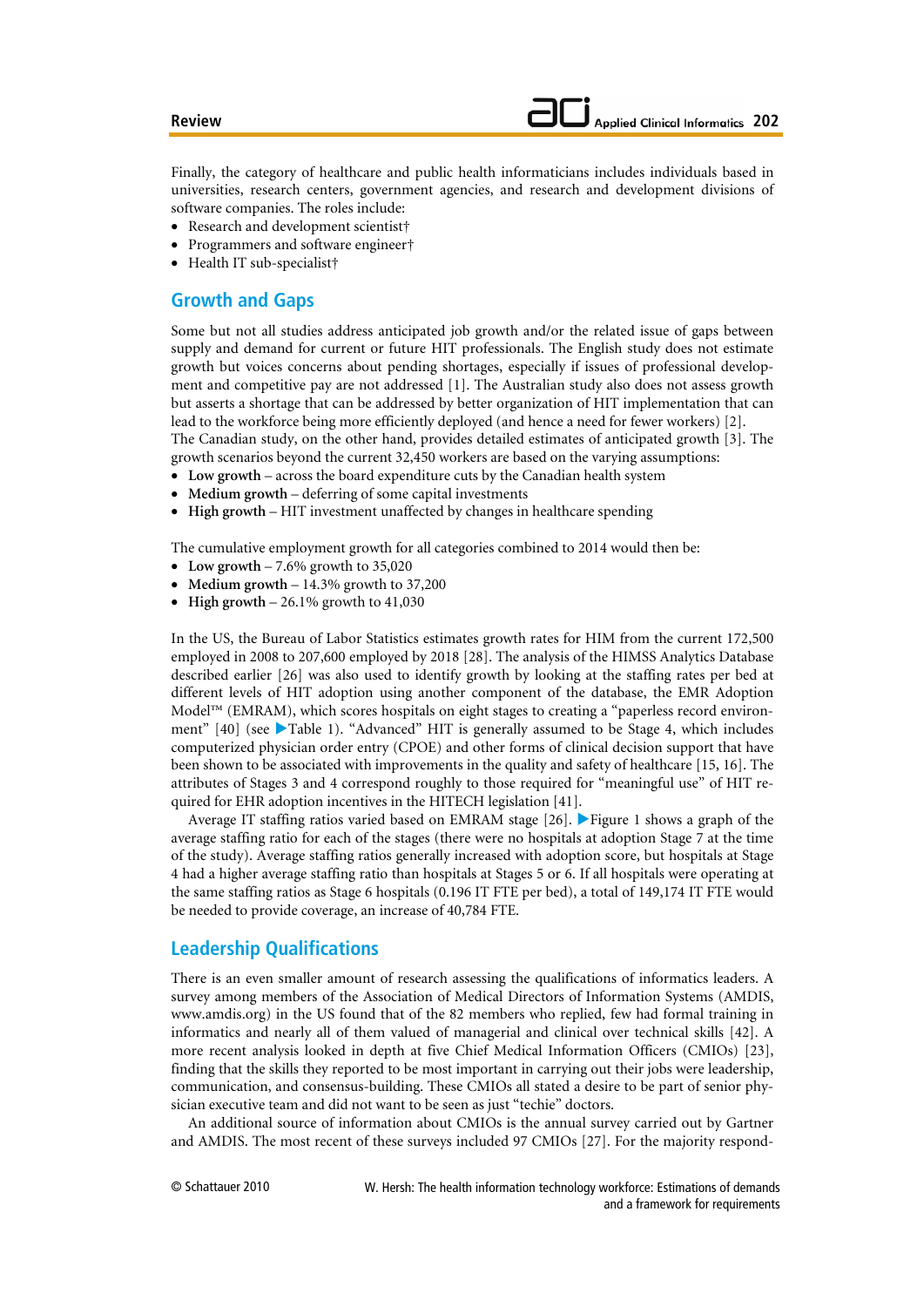Finally, the category of healthcare and public health informaticians includes individuals based in universities, research centers, government agencies, and research and development divisions of software companies. The roles include:

- Research and development scientist†
- Programmers and software engineer†
- Health IT sub-specialist†

## Growth and Gaps

Some but not all studies address anticipated job growth and/or the related issue of gaps between supply and demand for current or future HIT professionals. The English study does not estimate growth but voices concerns about pending shortages, especially if issues of professional development and competitive pay are not addressed [1]. The Australian study also does not assess growth but asserts a shortage that can be addressed by better organization of HIT implementation that can lead to the workforce being more efficiently deployed (and hence a need for fewer workers) [2].

The Canadian study, on the other hand, provides detailed estimates of anticipated growth [3]. The growth scenarios beyond the current 32,450 workers are based on the varying assumptions:

- **Low growth** – across the board expenditure cuts by the Canadian health system
- **Medium growth** – deferring of some capital investments
- **High growth** – HIT investment unaffected by changes in healthcare spending

The cumulative employment growth for all categories combined to 2014 would then be:

- **Low growth** – 7.6% growth to 35,020
- **Medium growth** – 14.3% growth to 37,200
- **High growth** – 26.1% growth to 41,030

In the US, the Bureau of Labor Statistics estimates growth rates for HIM from the current 172,500 employed in 2008 to 207,600 employed by 2018 [28]. The analysis of the HIMSS Analytics Database described earlier [26] was also used to identify growth by looking at the staffing rates per bed at different levels of HIT adoption using another component of the database, the EMR Adoption Model™ (EMRAM), which scores hospitals on eight stages to creating a "paperless record environment" [40] (see ▶Table 1). "Advanced" HIT is generally assumed to be Stage 4, which includes computerized physician order entry (CPOE) and other forms of clinical decision support that have been shown to be associated with improvements in the quality and safety of healthcare [15, 16]. The attributes of Stages 3 and 4 correspond roughly to those required for "meaningful use" of HIT required for EHR adoption incentives in the HITECH legislation [41].

Average IT staffing ratios varied based on EMRAM stage [26]. ▶Figure 1 shows a graph of the average staffing ratio for each of the stages (there were no hospitals at adoption Stage 7 at the time of the study). Average staffing ratios generally increased with adoption score, but hospitals at Stage 4 had a higher average staffing ratio than hospitals at Stages 5 or 6. If all hospitals were operating at the same staffing ratios as Stage 6 hospitals (0.196 IT FTE per bed), a total of 149,174 IT FTE would be needed to provide coverage, an increase of 40,784 FTE.

## Leadership Qualifications

There is an even smaller amount of research assessing the qualifications of informatics leaders. A survey among members of the Association of Medical Directors of Information Systems (AMDIS, www.amdis.org) in the US found that of the 82 members who replied, few had formal training in informatics and nearly all of them valued of managerial and clinical over technical skills [42]. A more recent analysis looked in depth at five Chief Medical Information Officers (CMIOs) [23], finding that the skills they reported to be most important in carrying out their jobs were leadership, communication, and consensus-building. These CMIOs all stated a desire to be part of senior physician executive team and did not want to be seen as just "techie" doctors.

An additional source of information about CMIOs is the annual survey carried out by Gartner and AMDIS. The most recent of these surveys included 97 CMIOs [27]. For the majority respond-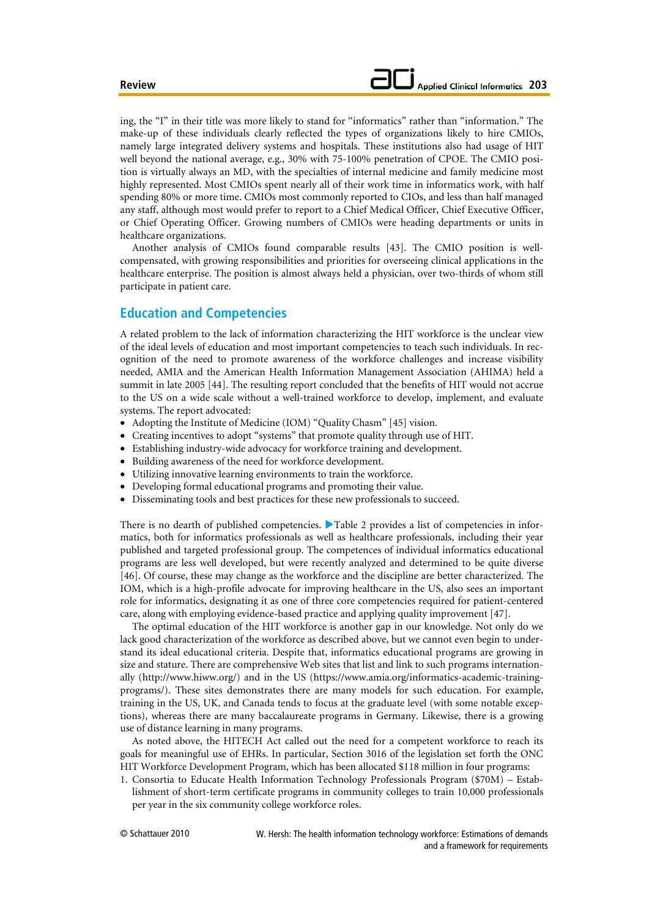ing, the "I" in their title was more likely to stand for "informatics" rather than "information." The make-up of these individuals clearly reflected the types of organizations likely to hire CMIOs, namely large integrated delivery systems and hospitals. These institutions also had usage of HIT well beyond the national average, e.g., 30% with 75-100% penetration of CPOE. The CMIO position is virtually always an MD, with the specialties of internal medicine and family medicine most highly represented. Most CMIOs spent nearly all of their work time in informatics work, with half spending 80% or more time. CMIOs most commonly reported to CIOs, and less than half managed any staff, although most would prefer to report to a Chief Medical Officer, Chief Executive Officer, or Chief Operating Officer. Growing numbers of CMIOs were heading departments or units in healthcare organizations.

Another analysis of CMIOs found comparable results [43]. The CMIO position is well-compensated, with growing responsibilities and priorities for overseeing clinical applications in the healthcare enterprise. The position is almost always held a physician, over two-thirds of whom still participate in patient care.

## Education and Competencies

A related problem to the lack of information characterizing the HIT workforce is the unclear view of the ideal levels of education and most important competencies to teach such individuals. In recognition of the need to promote awareness of the workforce challenges and increase visibility needed, AMIA and the American Health Information Management Association (AHIMA) held a summit in late 2005 [44]. The resulting report concluded that the benefits of HIT would not accrue to the US on a wide scale without a well-trained workforce to develop, implement, and evaluate systems. The report advocated:

- Adopting the Institute of Medicine (IOM) "Quality Chasm" [45] vision.
- Creating incentives to adopt "systems" that promote quality through use of HIT.
- Establishing industry-wide advocacy for workforce training and development.
- Building awareness of the need for workforce development.
- Utilizing innovative learning environments to train the workforce.
- Developing formal educational programs and promoting their value.
- Disseminating tools and best practices for these new professionals to succeed.

There is no dearth of published competencies. ▶Table 2 provides a list of competencies in informatics, both for informatics professionals as well as healthcare professionals, including their year published and targeted professional group. The competences of individual informatics educational programs are less well developed, but were recently analyzed and determined to be quite diverse [46]. Of course, these may change as the workforce and the discipline are better characterized. The IOM, which is a high-profile advocate for improving healthcare in the US, also sees an important role for informatics, designating it as one of three core competencies required for patient-centered care, along with employing evidence-based practice and applying quality improvement [47].

The optimal education of the HIT workforce is another gap in our knowledge. Not only do we lack good characterization of the workforce as described above, but we cannot even begin to understand its ideal educational criteria. Despite that, informatics educational programs are growing in size and stature. There are comprehensive Web sites that list and link to such programs internationally (http://www.hiww.org/) and in the US (https://www.amia.org/informatics-academic-training-programs/). These sites demonstrates there are many models for such education. For example, training in the US, UK, and Canada tends to focus at the graduate level (with some notable exceptions), whereas there are many baccalaureate programs in Germany. Likewise, there is a growing use of distance learning in many programs.

As noted above, the HITECH Act called out the need for a competent workforce to reach its goals for meaningful use of EHRs. In particular, Section 3016 of the legislation set forth the ONC HIT Workforce Development Program, which has been allocated $118 million in four programs:

1. Consortia to Educate Health Information Technology Professionals Program ($70M) – Establishment of short-term certificate programs in community colleges to train 10,000 professionals per year in the six community college workforce roles.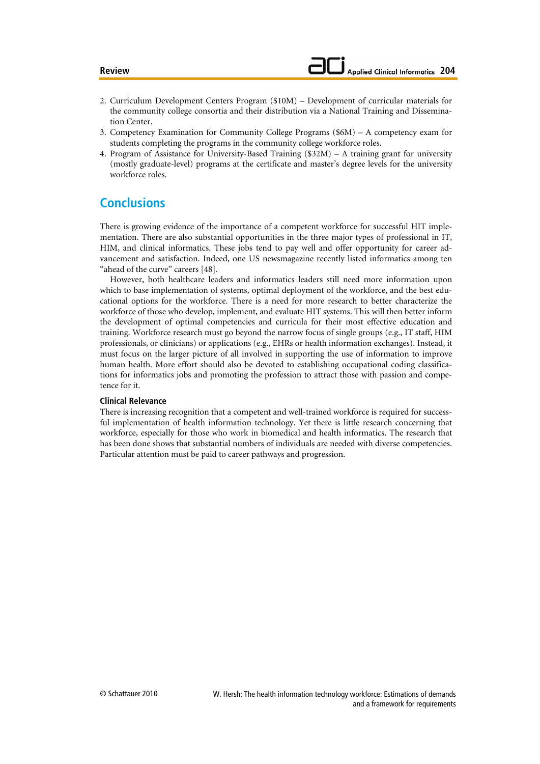2. Curriculum Development Centers Program ($10M) – Development of curricular materials for the community college consortia and their distribution via a National Training and Dissemination Center.
3. Competency Examination for Community College Programs ($6M) – A competency exam for students completing the programs in the community college workforce roles.
4. Program of Assistance for University-Based Training ($32M) – A training grant for university (mostly graduate-level) programs at the certificate and master's degree levels for the university workforce roles.

## Conclusions

There is growing evidence of the importance of a competent workforce for successful HIT implementation. There are also substantial opportunities in the three major types of professional in IT, HIM, and clinical informatics. These jobs tend to pay well and offer opportunity for career advancement and satisfaction. Indeed, one US newsmagazine recently listed informatics among ten "ahead of the curve" careers [48].

However, both healthcare leaders and informatics leaders still need more information upon which to base implementation of systems, optimal deployment of the workforce, and the best educational options for the workforce. There is a need for more research to better characterize the workforce of those who develop, implement, and evaluate HIT systems. This will then better inform the development of optimal competencies and curricula for their most effective education and training. Workforce research must go beyond the narrow focus of single groups (e.g., IT staff, HIM professionals, or clinicians) or applications (e.g., EHRs or health information exchanges). Instead, it must focus on the larger picture of all involved in supporting the use of information to improve human health. More effort should also be devoted to establishing occupational coding classifications for informatics jobs and promoting the profession to attract those with passion and competence for it.

### Clinical Relevance

There is increasing recognition that a competent and well-trained workforce is required for successful implementation of health information technology. Yet there is little research concerning that workforce, especially for those who work in biomedical and health informatics. The research that has been done shows that substantial numbers of individuals are needed with diverse competencies. Particular attention must be paid to career pathways and progression.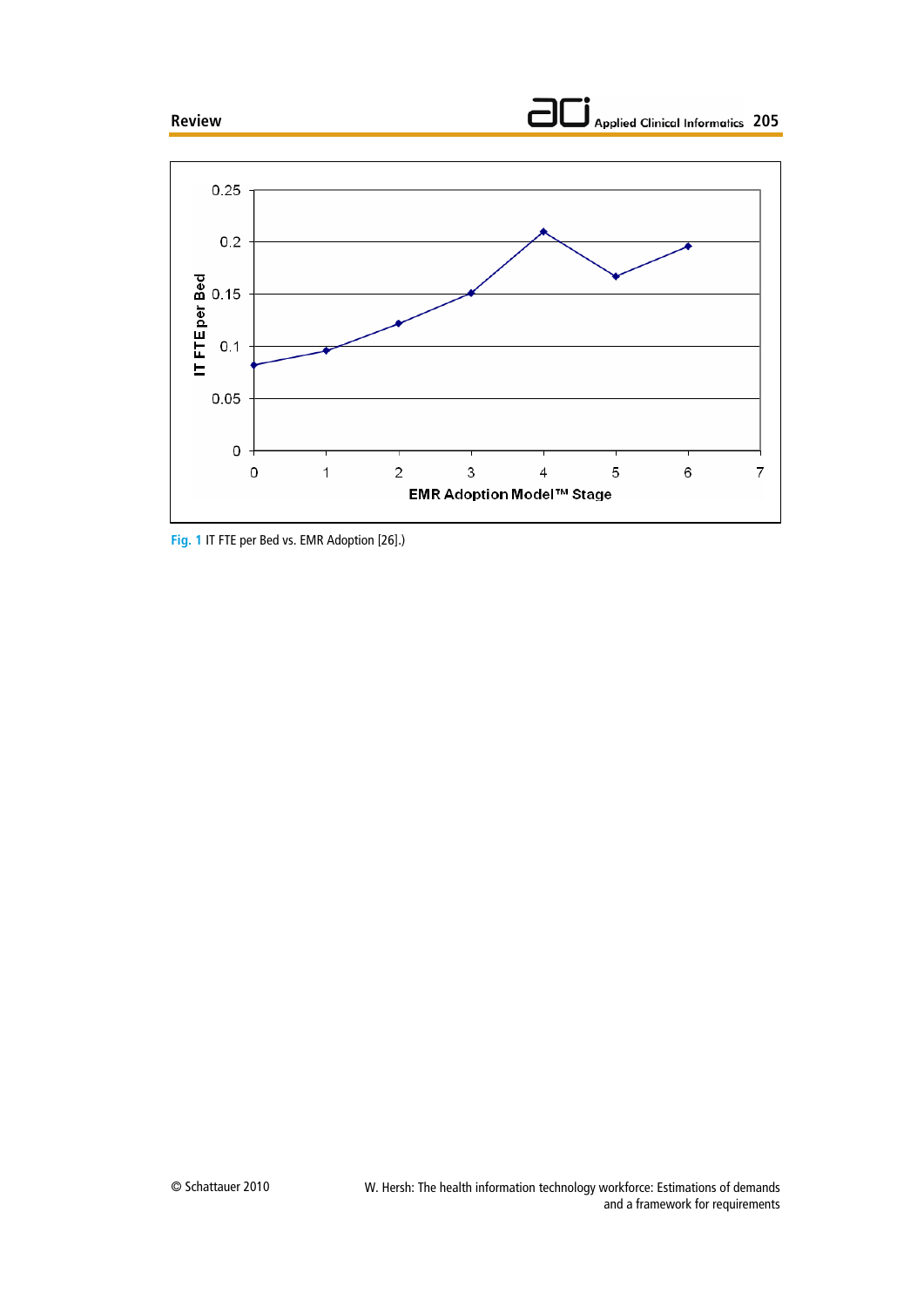Fig. 1 IT FTE per Bed vs. EMR Adoption [26].)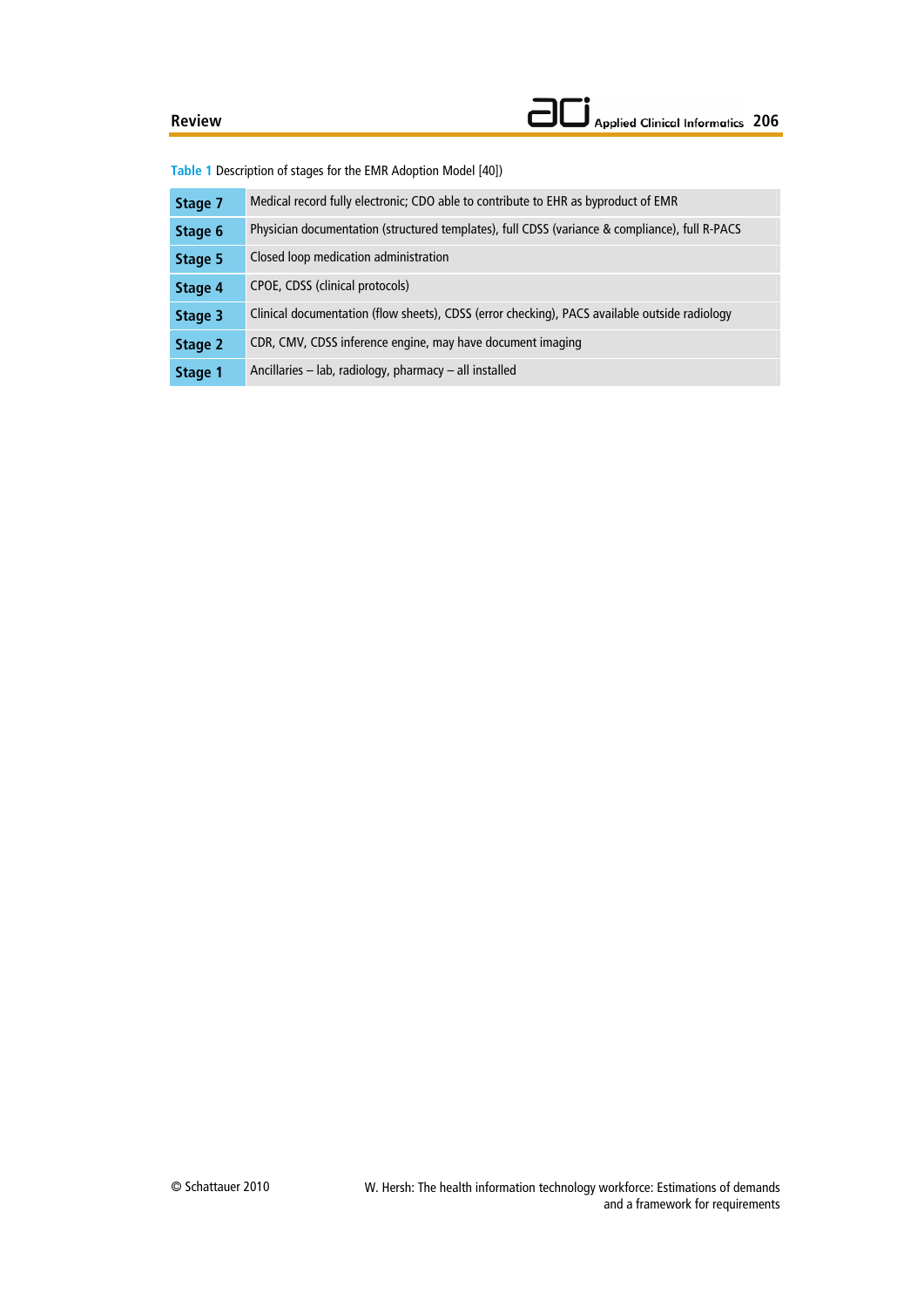**Table 1** Description of stages for the EMR Adoption Model [40])

| | |
|---|---|
| **Stage 7** | Medical record fully electronic; CDO able to contribute to EHR as byproduct of EMR |
| **Stage 6** | Physician documentation (structured templates), full CDSS (variance & compliance), full R-PACS |
| **Stage 5** | Closed loop medication administration |
| **Stage 4** | CPOE, CDSS (clinical protocols) |
| **Stage 3** | Clinical documentation (flow sheets), CDSS (error checking), PACS available outside radiology |
| **Stage 2** | CDR, CMV, CDSS inference engine, may have document imaging |
| **Stage 1** | Ancillaries – lab, radiology, pharmacy – all installed |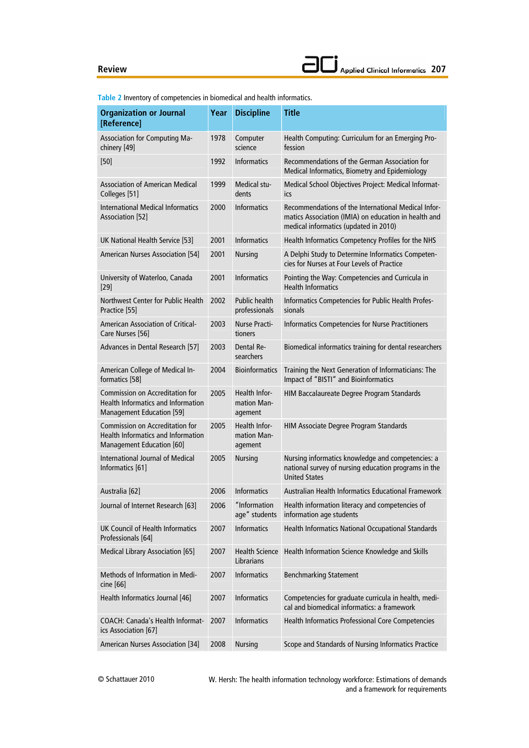Table 2 Inventory of competencies in biomedical and health informatics.

| Organization or Journal [Reference] | Year | Discipline | Title |
|---|---|---|---|
| Association for Computing Machinery [49] | 1978 | Computer science | Health Computing: Curriculum for an Emerging Profession |
| [50] | 1992 | Informatics | Recommendations of the German Association for Medical Informatics, Biometry and Epidemiology |
| Association of American Medical Colleges [51] | 1999 | Medical students | Medical School Objectives Project: Medical Informatics |
| International Medical Informatics Association [52] | 2000 | Informatics | Recommendations of the International Medical Informatics Association (IMIA) on education in health and medical informatics (updated in 2010) |
| UK National Health Service [53] | 2001 | Informatics | Health Informatics Competency Profiles for the NHS |
| American Nurses Association [54] | 2001 | Nursing | A Delphi Study to Determine Informatics Competencies for Nurses at Four Levels of Practice |
| University of Waterloo, Canada [29] | 2001 | Informatics | Pointing the Way: Competencies and Curricula in Health Informatics |
| Northwest Center for Public Health Practice [55] | 2002 | Public health professionals | Informatics Competencies for Public Health Professionals |
| American Association of Critical-Care Nurses [56] | 2003 | Nurse Practitioners | Informatics Competencies for Nurse Practitioners |
| Advances in Dental Research [57] | 2003 | Dental Researchers | Biomedical informatics training for dental researchers |
| American College of Medical Informatics [58] | 2004 | Bioinformatics | Training the Next Generation of Informaticians: The Impact of "BISTI" and Bioinformatics |
| Commission on Accreditation for Health Informatics and Information Management Education [59] | 2005 | Health Information Management | HIM Baccalaureate Degree Program Standards |
| Commission on Accreditation for Health Informatics and Information Management Education [60] | 2005 | Health Information Management | HIM Associate Degree Program Standards |
| International Journal of Medical Informatics [61] | 2005 | Nursing | Nursing informatics knowledge and competencies: a national survey of nursing education programs in the United States |
| Australia [62] | 2006 | Informatics | Australian Health Informatics Educational Framework |
| Journal of Internet Research [63] | 2006 | "Information age" students | Health information literacy and competencies of information age students |
| UK Council of Health Informatics Professionals [64] | 2007 | Informatics | Health Informatics National Occupational Standards |
| Medical Library Association [65] | 2007 | Health Science Librarians | Health Information Science Knowledge and Skills |
| Methods of Information in Medicine [66] | 2007 | Informatics | Benchmarking Statement |
| Health Informatics Journal [46] | 2007 | Informatics | Competencies for graduate curricula in health, medical and biomedical informatics: a framework |
| COACH: Canada's Health Informatics Association [67] | 2007 | Informatics | Health Informatics Professional Core Competencies |
| American Nurses Association [34] | 2008 | Nursing | Scope and Standards of Nursing Informatics Practice |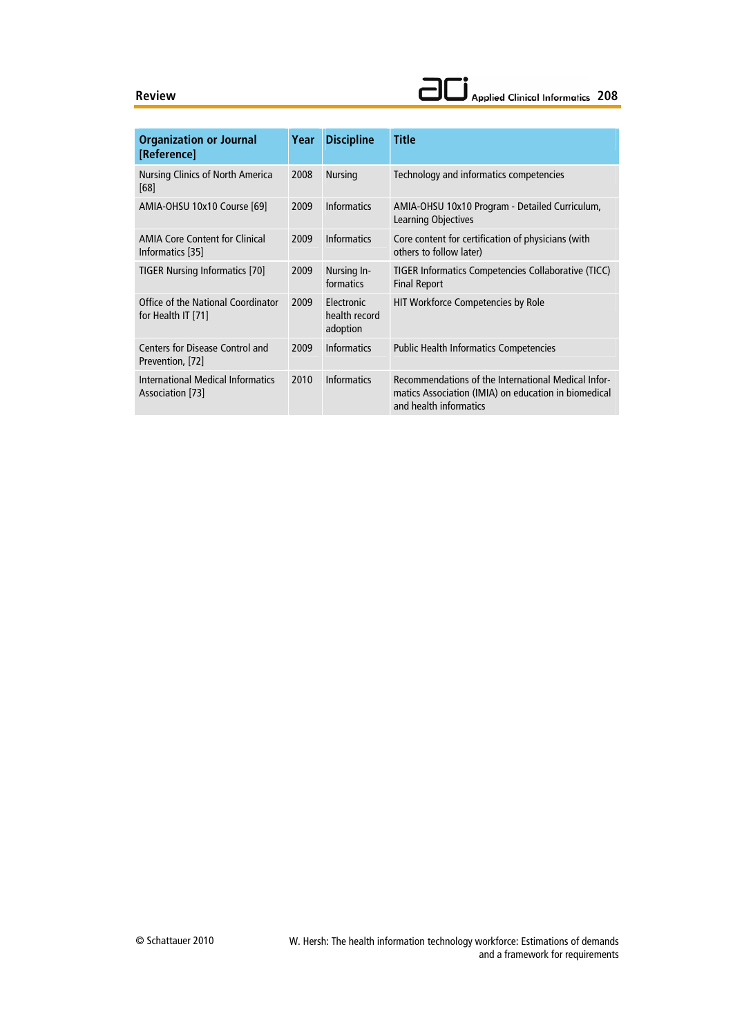| Organization or Journal [Reference] | Year | Discipline | Title |
|---|---|---|---|
| Nursing Clinics of North America [68] | 2008 | Nursing | Technology and informatics competencies |
| AMIA-OHSU 10x10 Course [69] | 2009 | Informatics | AMIA-OHSU 10x10 Program - Detailed Curriculum, Learning Objectives |
| AMIA Core Content for Clinical Informatics [35] | 2009 | Informatics | Core content for certification of physicians (with others to follow later) |
| TIGER Nursing Informatics [70] | 2009 | Nursing Informatics | TIGER Informatics Competencies Collaborative (TICC) Final Report |
| Office of the National Coordinator for Health IT [71] | 2009 | Electronic health record adoption | HIT Workforce Competencies by Role |
| Centers for Disease Control and Prevention, [72] | 2009 | Informatics | Public Health Informatics Competencies |
| International Medical Informatics Association [73] | 2010 | Informatics | Recommendations of the International Medical Informatics Association (IMIA) on education in biomedical and health informatics |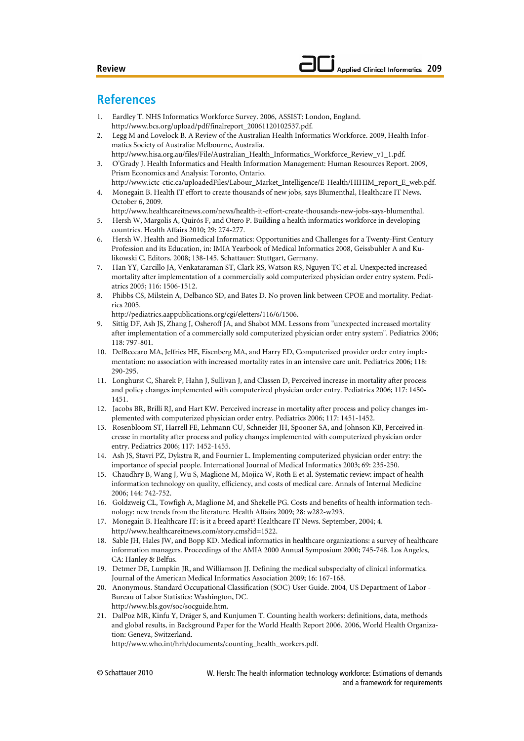## References

1. Eardley T. NHS Informatics Workforce Survey. 2006, ASSIST: London, England. http://www.bcs.org/upload/pdf/finalreport_20061120102537.pdf.
2. Legg M and Lovelock B. A Review of the Australian Health Informatics Workforce. 2009, Health Informatics Society of Australia: Melbourne, Australia. http://www.hisa.org.au/files/File/Australian_Health_Informatics_Workforce_Review_v1_1.pdf.
3. O'Grady J. Health Informatics and Health Information Management: Human Resources Report. 2009, Prism Economics and Analysis: Toronto, Ontario. http://www.ictc-ctic.ca/uploadedFiles/Labour_Market_Intelligence/E-Health/HIHIM_report_E_web.pdf.
4. Monegain B. Health IT effort to create thousands of new jobs, says Blumenthal, Healthcare IT News. October 6, 2009. http://www.healthcareitnews.com/news/health-it-effort-create-thousands-new-jobs-says-blumenthal.
5. Hersh W, Margolis A, Quirós F, and Otero P. Building a health informatics workforce in developing countries. Health Affairs 2010; 29: 274-277.
6. Hersh W. Health and Biomedical Informatics: Opportunities and Challenges for a Twenty-First Century Profession and its Education, in: IMIA Yearbook of Medical Informatics 2008, Geissbuhler A and Kulikowski C, Editors. 2008; 138-145. Schattauer: Stuttgart, Germany.
7. Han YY, Carcillo JA, Venkataraman ST, Clark RS, Watson RS, Nguyen TC et al. Unexpected increased mortality after implementation of a commercially sold computerized physician order entry system. Pediatrics 2005; 116: 1506-1512.
8. Phibbs CS, Milstein A, Delbanco SD, and Bates D. No proven link between CPOE and mortality. Pediatrics 2005. http://pediatrics.aappublications.org/cgi/eletters/116/6/1506.
9. Sittig DF, Ash JS, Zhang J, Osheroff JA, and Shabot MM. Lessons from "unexpected increased mortality after implementation of a commercially sold computerized physician order entry system". Pediatrics 2006; 118: 797-801.
10. DelBeccaro MA, Jeffries HE, Eisenberg MA, and Harry ED, Computerized provider order entry implementation: no association with increased mortality rates in an intensive care unit. Pediatrics 2006; 118: 290-295.
11. Longhurst C, Sharek P, Hahn J, Sullivan J, and Classen D, Perceived increase in mortality after process and policy changes implemented with computerized physician order entry. Pediatrics 2006; 117: 1450-1451.
12. Jacobs BR, Brilli RJ, and Hart KW. Perceived increase in mortality after process and policy changes implemented with computerized physician order entry. Pediatrics 2006; 117: 1451-1452.
13. Rosenbloom ST, Harrell FE, Lehmann CU, Schneider JH, Spooner SA, and Johnson KB, Perceived increase in mortality after process and policy changes implemented with computerized physician order entry. Pediatrics 2006; 117: 1452-1455.
14. Ash JS, Stavri PZ, Dykstra R, and Fournier L. Implementing computerized physician order entry: the importance of special people. International Journal of Medical Informatics 2003; 69: 235-250.
15. Chaudhry B, Wang J, Wu S, Maglione M, Mojica W, Roth E et al. Systematic review: impact of health information technology on quality, efficiency, and costs of medical care. Annals of Internal Medicine 2006; 144: 742-752.
16. Goldzweig CL, Towfigh A, Maglione M, and Shekelle PG. Costs and benefits of health information technology: new trends from the literature. Health Affairs 2009; 28: w282-w293.
17. Monegain B. Healthcare IT: is it a breed apart? Healthcare IT News. September, 2004; 4. http://www.healthcareitnews.com/story.cms?id=1522.
18. Sable JH, Hales JW, and Bopp KD. Medical informatics in healthcare organizations: a survey of healthcare information managers. Proceedings of the AMIA 2000 Annual Symposium 2000; 745-748. Los Angeles, CA: Hanley & Belfus.
19. Detmer DE, Lumpkin JR, and Williamson JJ. Defining the medical subspecialty of clinical informatics. Journal of the American Medical Informatics Association 2009; 16: 167-168.
20. Anonymous. Standard Occupational Classification (SOC) User Guide. 2004, US Department of Labor - Bureau of Labor Statistics: Washington, DC. http://www.bls.gov/soc/socguide.htm.
21. DalPoz MR, Kinfu Y, Dräger S, and Kunjumen T. Counting health workers: definitions, data, methods and global results, in Background Paper for the World Health Report 2006. 2006, World Health Organization: Geneva, Switzerland. http://www.who.int/hrh/documents/counting_health_workers.pdf.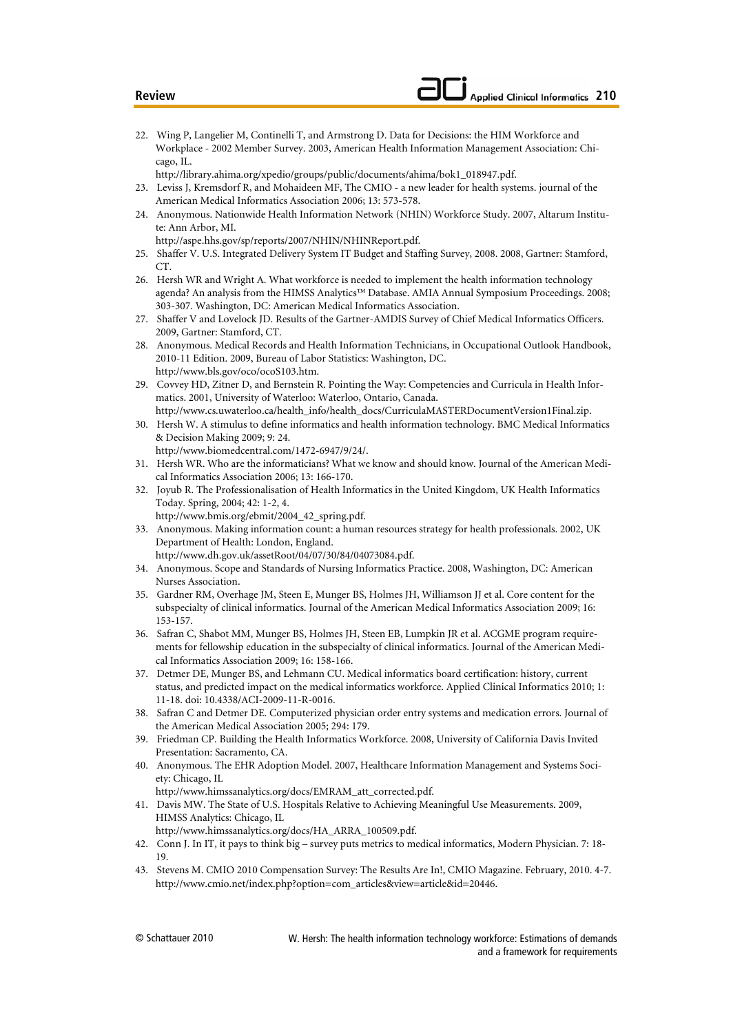22. Wing P, Langelier M, Continelli T, and Armstrong D. Data for Decisions: the HIM Workforce and Workplace - 2002 Member Survey. 2003, American Health Information Management Association: Chicago, IL. http://library.ahima.org/xpedio/groups/public/documents/ahima/bok1_018947.pdf.
23. Leviss J, Kremsdorf R, and Mohaideen MF, The CMIO - a new leader for health systems. journal of the American Medical Informatics Association 2006; 13: 573-578.
24. Anonymous. Nationwide Health Information Network (NHIN) Workforce Study. 2007, Altarum Institute: Ann Arbor, MI. http://aspe.hhs.gov/sp/reports/2007/NHIN/NHINReport.pdf.
25. Shaffer V. U.S. Integrated Delivery System IT Budget and Staffing Survey, 2008. 2008, Gartner: Stamford, CT.
26. Hersh WR and Wright A. What workforce is needed to implement the health information technology agenda? An analysis from the HIMSS Analytics™ Database. AMIA Annual Symposium Proceedings. 2008; 303-307. Washington, DC: American Medical Informatics Association.
27. Shaffer V and Lovelock JD. Results of the Gartner-AMDIS Survey of Chief Medical Informatics Officers. 2009, Gartner: Stamford, CT.
28. Anonymous. Medical Records and Health Information Technicians, in Occupational Outlook Handbook, 2010-11 Edition. 2009, Bureau of Labor Statistics: Washington, DC. http://www.bls.gov/oco/ocoS103.htm.
29. Covvey HD, Zitner D, and Bernstein R. Pointing the Way: Competencies and Curricula in Health Informatics. 2001, University of Waterloo: Waterloo, Ontario, Canada. http://www.cs.uwaterloo.ca/health_info/health_docs/CurriculaMASTERDocumentVersion1Final.zip.
30. Hersh W. A stimulus to define informatics and health information technology. BMC Medical Informatics & Decision Making 2009; 9: 24. http://www.biomedcentral.com/1472-6947/9/24/.
31. Hersh WR. Who are the informaticians? What we know and should know. Journal of the American Medical Informatics Association 2006; 13: 166-170.
32. Joyub R. The Professionalisation of Health Informatics in the United Kingdom, UK Health Informatics Today. Spring, 2004; 42: 1-2, 4. http://www.bmis.org/ebmit/2004_42_spring.pdf.
33. Anonymous. Making information count: a human resources strategy for health professionals. 2002, UK Department of Health: London, England. http://www.dh.gov.uk/assetRoot/04/07/30/84/04073084.pdf.
34. Anonymous. Scope and Standards of Nursing Informatics Practice. 2008, Washington, DC: American Nurses Association.
35. Gardner RM, Overhage JM, Steen E, Munger BS, Holmes JH, Williamson JJ et al. Core content for the subspecialty of clinical informatics. Journal of the American Medical Informatics Association 2009; 16: 153-157.
36. Safran C, Shabot MM, Munger BS, Holmes JH, Steen EB, Lumpkin JR et al. ACGME program requirements for fellowship education in the subspecialty of clinical informatics. Journal of the American Medical Informatics Association 2009; 16: 158-166.
37. Detmer DE, Munger BS, and Lehmann CU. Medical informatics board certification: history, current status, and predicted impact on the medical informatics workforce. Applied Clinical Informatics 2010; 1: 11-18. doi: 10.4338/ACI-2009-11-R-0016.
38. Safran C and Detmer DE. Computerized physician order entry systems and medication errors. Journal of the American Medical Association 2005; 294: 179.
39. Friedman CP. Building the Health Informatics Workforce. 2008, University of California Davis Invited Presentation: Sacramento, CA.
40. Anonymous. The EHR Adoption Model. 2007, Healthcare Information Management and Systems Society: Chicago, IL http://www.himssanalytics.org/docs/EMRAM_att_corrected.pdf.
41. Davis MW. The State of U.S. Hospitals Relative to Achieving Meaningful Use Measurements. 2009, HIMSS Analytics: Chicago, IL http://www.himssanalytics.org/docs/HA_ARRA_100509.pdf.
42. Conn J. In IT, it pays to think big – survey puts metrics to medical informatics, Modern Physician. 7: 18-19.
43. Stevens M. CMIO 2010 Compensation Survey: The Results Are In!, CMIO Magazine. February, 2010. 4-7. http://www.cmio.net/index.php?option=com_articles&view=article&id=20446.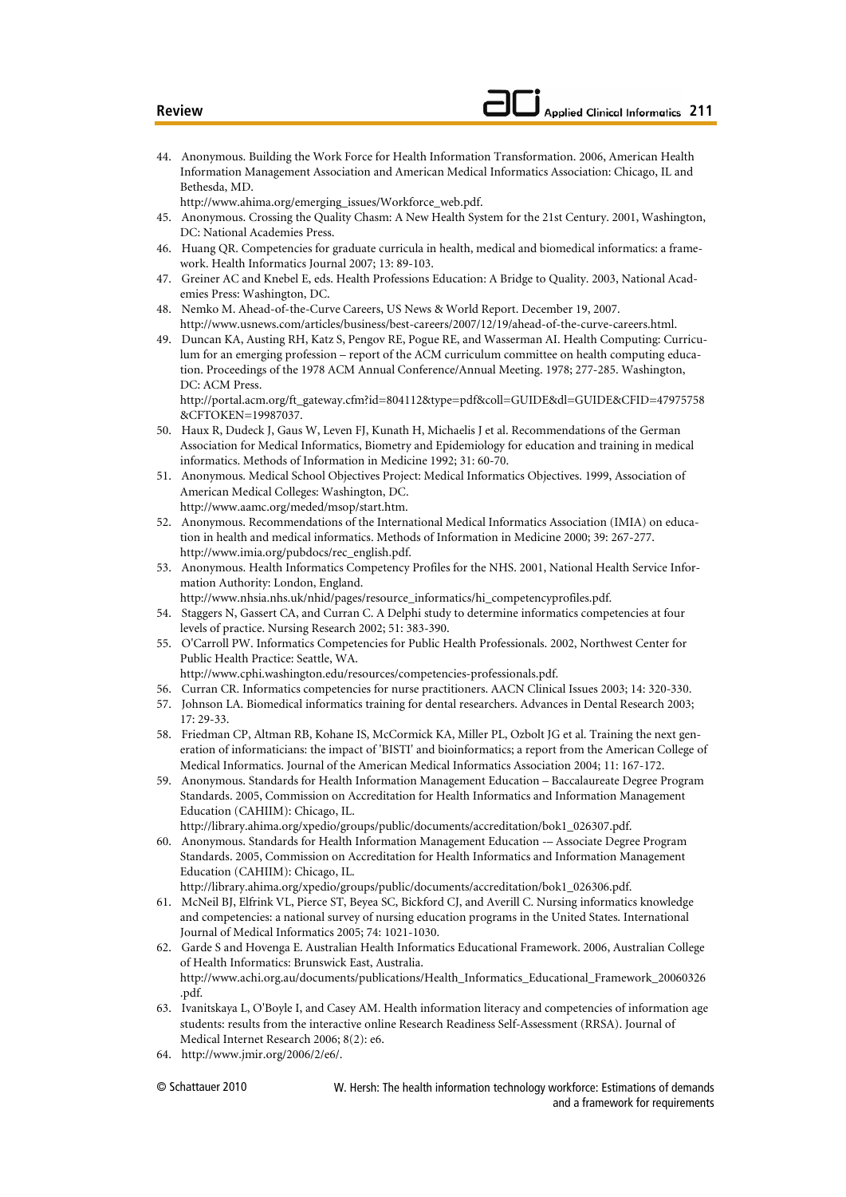44. Anonymous. Building the Work Force for Health Information Transformation. 2006, American Health Information Management Association and American Medical Informatics Association: Chicago, IL and Bethesda, MD.
http://www.ahima.org/emerging_issues/Workforce_web.pdf.
45. Anonymous. Crossing the Quality Chasm: A New Health System for the 21st Century. 2001, Washington, DC: National Academies Press.
46. Huang QR. Competencies for graduate curricula in health, medical and biomedical informatics: a framework. Health Informatics Journal 2007; 13: 89-103.
47. Greiner AC and Knebel E, eds. Health Professions Education: A Bridge to Quality. 2003, National Academies Press: Washington, DC.
48. Nemko M. Ahead-of-the-Curve Careers, US News & World Report. December 19, 2007.
http://www.usnews.com/articles/business/best-careers/2007/12/19/ahead-of-the-curve-careers.html.
49. Duncan KA, Austing RH, Katz S, Pengov RE, Pogue RE, and Wasserman AI. Health Computing: Curriculum for an emerging profession – report of the ACM curriculum committee on health computing education. Proceedings of the 1978 ACM Annual Conference/Annual Meeting. 1978; 277-285. Washington, DC: ACM Press.
http://portal.acm.org/ft_gateway.cfm?id=804112&type=pdf&coll=GUIDE&dl=GUIDE&CFID=47975758&CFTOKEN=19987037.
50. Haux R, Dudeck J, Gaus W, Leven FJ, Kunath H, Michaelis J et al. Recommendations of the German Association for Medical Informatics, Biometry and Epidemiology for education and training in medical informatics. Methods of Information in Medicine 1992; 31: 60-70.
51. Anonymous. Medical School Objectives Project: Medical Informatics Objectives. 1999, Association of American Medical Colleges: Washington, DC.
http://www.aamc.org/meded/msop/start.htm.
52. Anonymous. Recommendations of the International Medical Informatics Association (IMIA) on education in health and medical informatics. Methods of Information in Medicine 2000; 39: 267-277.
http://www.imia.org/pubdocs/rec_english.pdf.
53. Anonymous. Health Informatics Competency Profiles for the NHS. 2001, National Health Service Information Authority: London, England.
http://www.nhsia.nhs.uk/nhid/pages/resource_informatics/hi_competencyprofiles.pdf.
54. Staggers N, Gassert CA, and Curran C. A Delphi study to determine informatics competencies at four levels of practice. Nursing Research 2002; 51: 383-390.
55. O'Carroll PW. Informatics Competencies for Public Health Professionals. 2002, Northwest Center for Public Health Practice: Seattle, WA.
http://www.cphi.washington.edu/resources/competencies-professionals.pdf.
56. Curran CR. Informatics competencies for nurse practitioners. AACN Clinical Issues 2003; 14: 320-330.
57. Johnson LA. Biomedical informatics training for dental researchers. Advances in Dental Research 2003; 17: 29-33.
58. Friedman CP, Altman RB, Kohane IS, McCormick KA, Miller PL, Ozbolt JG et al. Training the next generation of informaticians: the impact of 'BISTI' and bioinformatics; a report from the American College of Medical Informatics. Journal of the American Medical Informatics Association 2004; 11: 167-172.
59. Anonymous. Standards for Health Information Management Education – Baccalaureate Degree Program Standards. 2005, Commission on Accreditation for Health Informatics and Information Management Education (CAHIIM): Chicago, IL.
http://library.ahima.org/xpedio/groups/public/documents/accreditation/bok1_026307.pdf.
60. Anonymous. Standards for Health Information Management Education -– Associate Degree Program Standards. 2005, Commission on Accreditation for Health Informatics and Information Management Education (CAHIIM): Chicago, IL.
http://library.ahima.org/xpedio/groups/public/documents/accreditation/bok1_026306.pdf.
61. McNeil BJ, Elfrink VL, Pierce ST, Beyea SC, Bickford CJ, and Averill C. Nursing informatics knowledge and competencies: a national survey of nursing education programs in the United States. International Journal of Medical Informatics 2005; 74: 1021-1030.
62. Garde S and Hovenga E. Australian Health Informatics Educational Framework. 2006, Australian College of Health Informatics: Brunswick East, Australia.
http://www.achi.org.au/documents/publications/Health_Informatics_Educational_Framework_20060326.pdf.
63. Ivanitskaya L, O'Boyle I, and Casey AM. Health information literacy and competencies of information age students: results from the interactive online Research Readiness Self-Assessment (RRSA). Journal of Medical Internet Research 2006; 8(2): e6.
64. http://www.jmir.org/2006/2/e6/.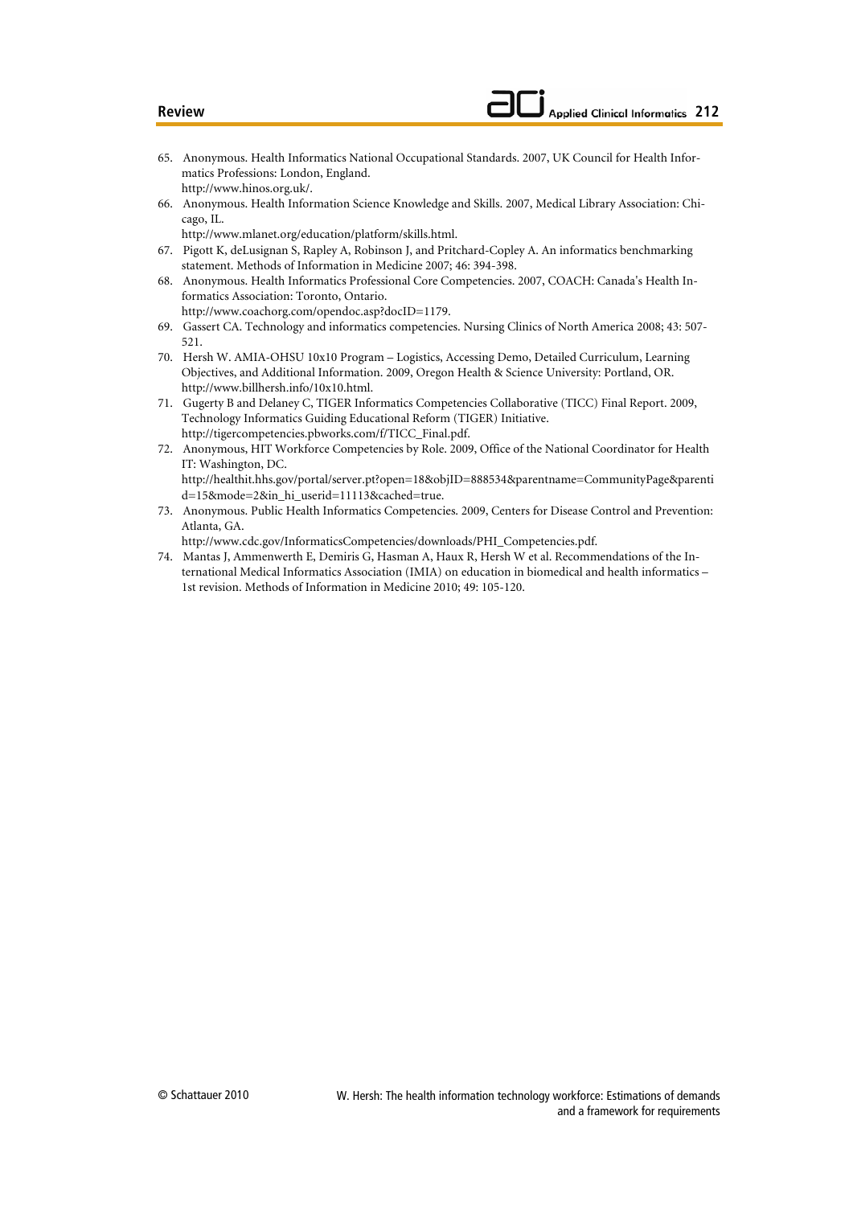65. Anonymous. Health Informatics National Occupational Standards. 2007, UK Council for Health Informatics Professions: London, England. 
    http://www.hinos.org.uk/.
66. Anonymous. Health Information Science Knowledge and Skills. 2007, Medical Library Association: Chicago, IL. 
    http://www.mlanet.org/education/platform/skills.html.
67. Pigott K, deLusignan S, Rapley A, Robinson J, and Pritchard-Copley A. An informatics benchmarking statement. Methods of Information in Medicine 2007; 46: 394-398.
68. Anonymous. Health Informatics Professional Core Competencies. 2007, COACH: Canada's Health Informatics Association: Toronto, Ontario. 
    http://www.coachorg.com/opendoc.asp?docID=1179.
69. Gassert CA. Technology and informatics competencies. Nursing Clinics of North America 2008; 43: 507-521.
70. Hersh W. AMIA-OHSU 10x10 Program – Logistics, Accessing Demo, Detailed Curriculum, Learning Objectives, and Additional Information. 2009, Oregon Health & Science University: Portland, OR. 
    http://www.billhersh.info/10x10.html.
71. Gugerty B and Delaney C, TIGER Informatics Competencies Collaborative (TICC) Final Report. 2009, Technology Informatics Guiding Educational Reform (TIGER) Initiative. 
    http://tigercompetencies.pbworks.com/f/TICC_Final.pdf.
72. Anonymous, HIT Workforce Competencies by Role. 2009, Office of the National Coordinator for Health IT: Washington, DC. 
    http://healthit.hhs.gov/portal/server.pt?open=18&objID=888534&parentname=CommunityPage&parentid=15&mode=2&in_hi_userid=11113&cached=true.
73. Anonymous. Public Health Informatics Competencies. 2009, Centers for Disease Control and Prevention: Atlanta, GA. 
    http://www.cdc.gov/InformaticsCompetencies/downloads/PHI_Competencies.pdf.
74. Mantas J, Ammenwerth E, Demiris G, Hasman A, Haux R, Hersh W et al. Recommendations of the International Medical Informatics Association (IMIA) on education in biomedical and health informatics – 1st revision. Methods of Information in Medicine 2010; 49: 105-120.